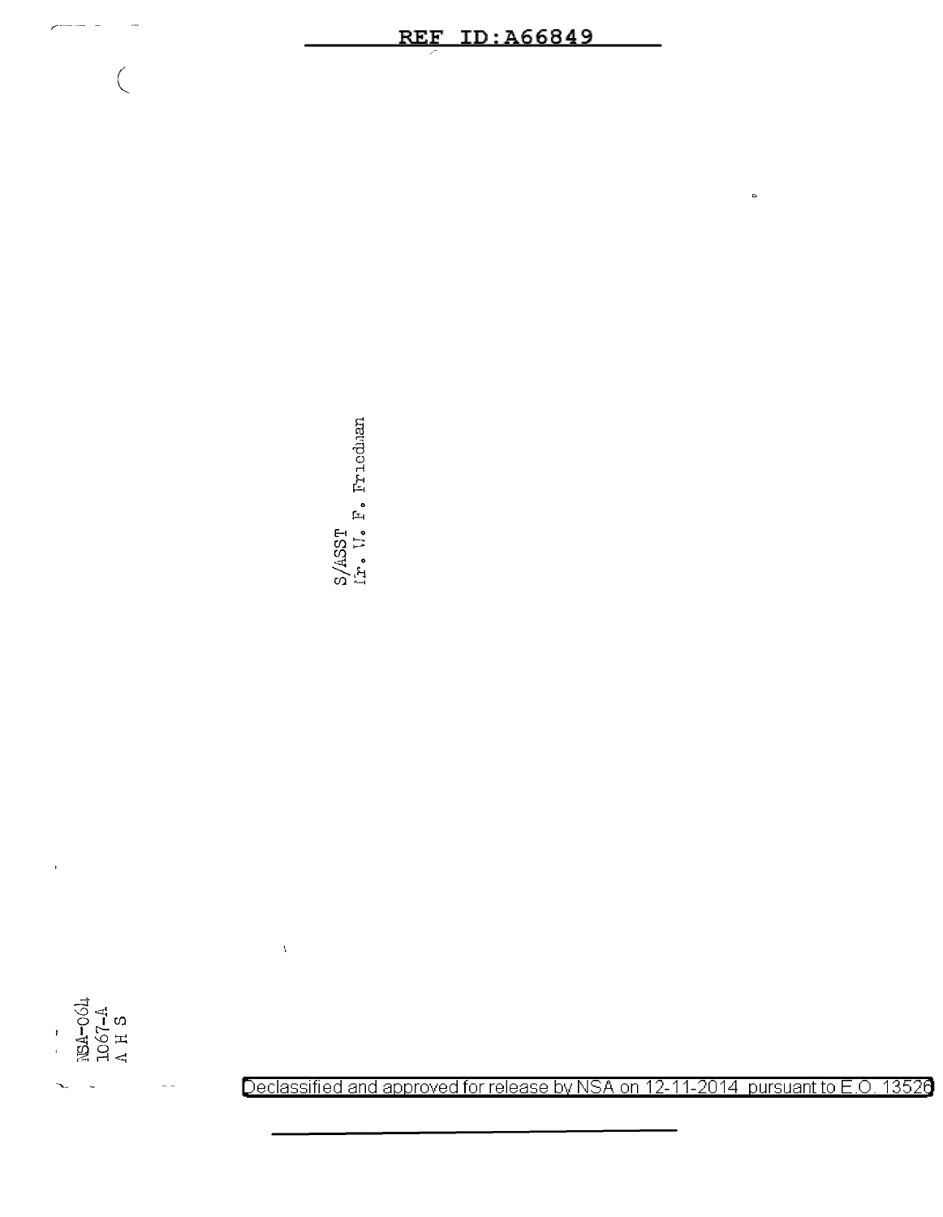S/ASST
Mr. W. F. Friedman

NSA-064
1067-A
A H S

Declassified and approved for release by NSA on 12-11-2014 pursuant to E.O. 13526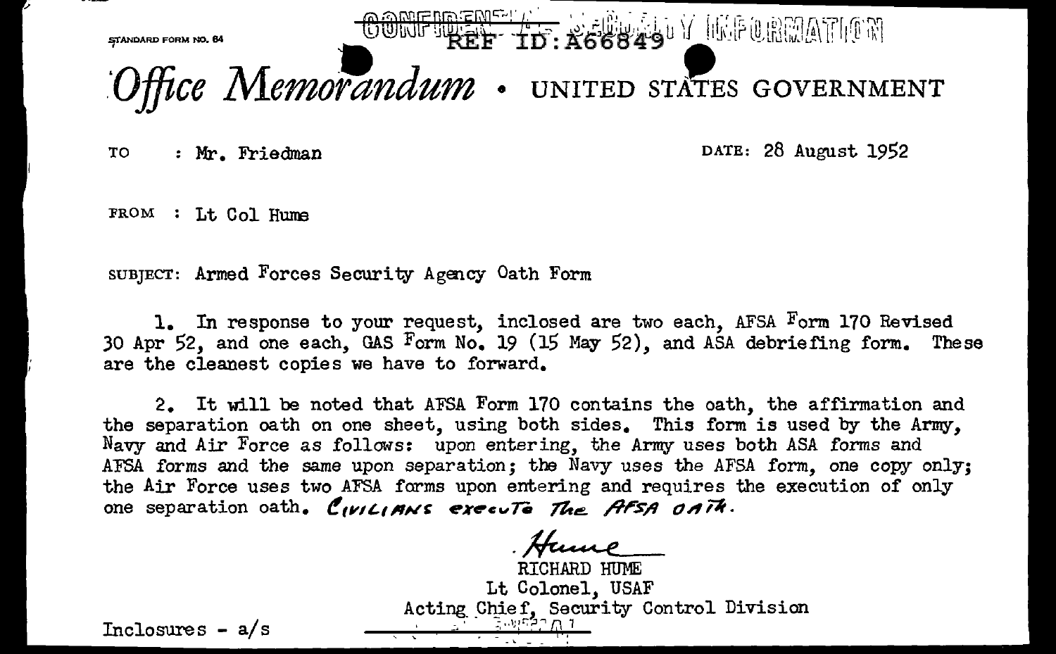STANDARD FORM NO. 64

CONFIDENTIAL — SECURITY INFORMATION

REF ID:A66849

# *Office Memorandum* • UNITED STATES GOVERNMENT

TO : Mr. Friedman

DATE: 28 August 1952

FROM : Lt Col Hume

SUBJECT: Armed Forces Security Agency Oath Form

1. In response to your request, inclosed are two each, AFSA Form 170 Revised 30 Apr 52, and one each, GAS Form No. 19 (15 May 52), and ASA debriefing form. These are the cleanest copies we have to forward.

2. It will be noted that AFSA Form 170 contains the oath, the affirmation and the separation oath on one sheet, using both sides. This form is used by the Army, Navy and Air Force as follows: upon entering, the Army uses both ASA forms and AFSA forms and the same upon separation; the Navy uses the AFSA form, one copy only; the Air Force uses two AFSA forms upon entering and requires the execution of only one separation oath. *Civilians execute the AFSA oath.*

*Hume*

RICHARD HUME
Lt Colonel, USAF
Acting Chief, Security Control Division

Inclosures - a/s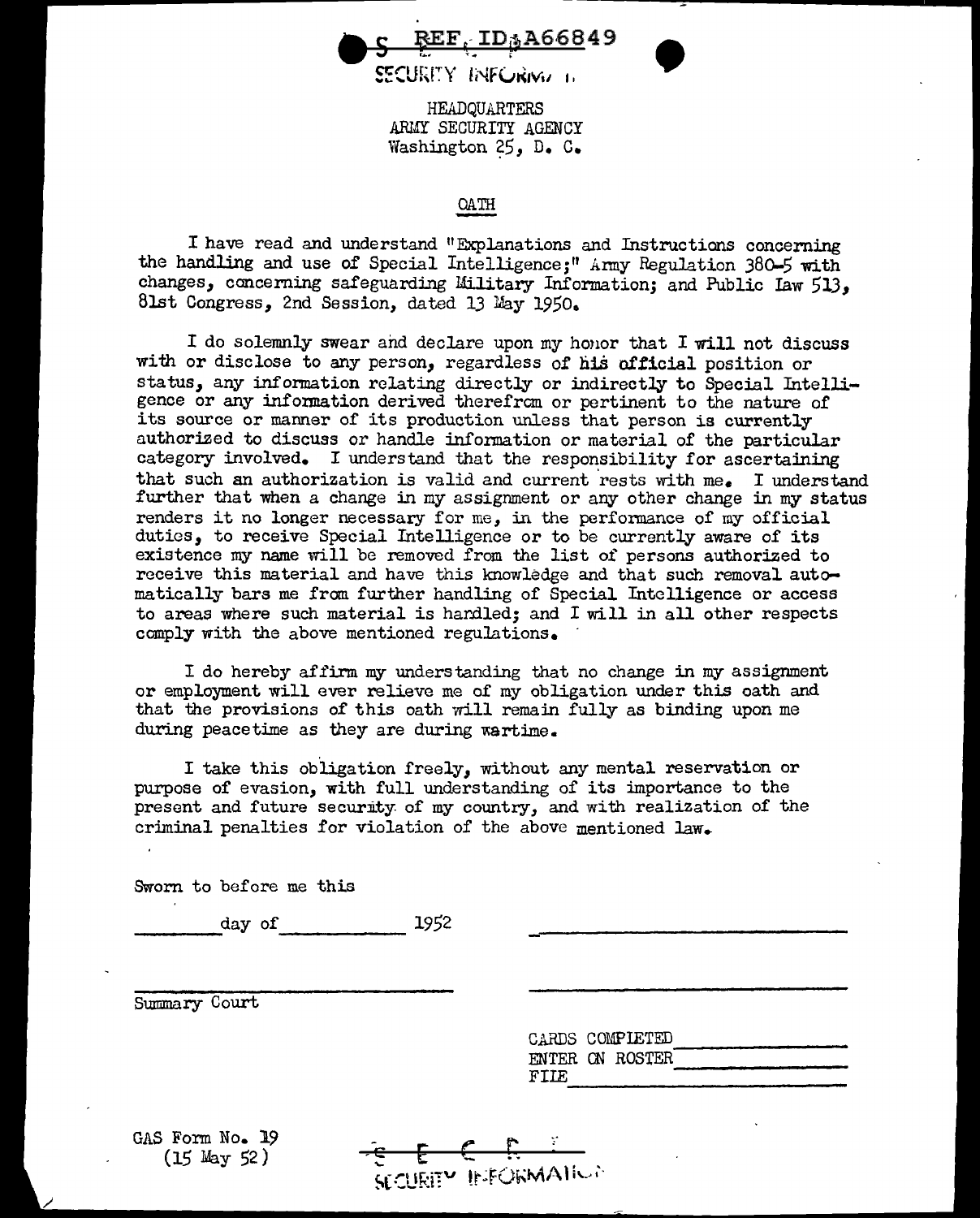SECRET REF ID:A66849

SECURITY INFORMATION

HEADQUARTERS
ARMY SECURITY AGENCY
Washington 25, D. C.

## OATH

I have read and understand "Explanations and Instructions concerning the handling and use of Special Intelligence;" Army Regulation 380-5 with changes, concerning safeguarding Military Information; and Public Law 513, 81st Congress, 2nd Session, dated 13 May 1950.

I do solemnly swear and declare upon my honor that I will not discuss with or disclose to any person, regardless of his official position or status, any information relating directly or indirectly to Special Intelligence or any information derived therefrom or pertinent to the nature of its source or manner of its production unless that person is currently authorized to discuss or handle information or material of the particular category involved. I understand that the responsibility for ascertaining that such an authorization is valid and current rests with me. I understand further that when a change in my assignment or any other change in my status renders it no longer necessary for me, in the performance of my official duties, to receive Special Intelligence or to be currently aware of its existence my name will be removed from the list of persons authorized to receive this material and have this knowledge and that such removal automatically bars me from further handling of Special Intelligence or access to areas where such material is handled; and I will in all other respects comply with the above mentioned regulations.

I do hereby affirm my understanding that no change in my assignment or employment will ever relieve me of my obligation under this oath and that the provisions of this oath will remain fully as binding upon me during peacetime as they are during wartime.

I take this obligation freely, without any mental reservation or purpose of evasion, with full understanding of its importance to the present and future security of my country, and with realization of the criminal penalties for violation of the above mentioned law.

Sworn to before me this

_______ day of __________ 1952

______________________________

______________________________
Summary Court

______________________________

CARDS COMPLETED ____________
ENTER ON ROSTER ____________
FILE ____________

GAS Form No. 19
(15 May 52)

SECRET
SECURITY INFORMATION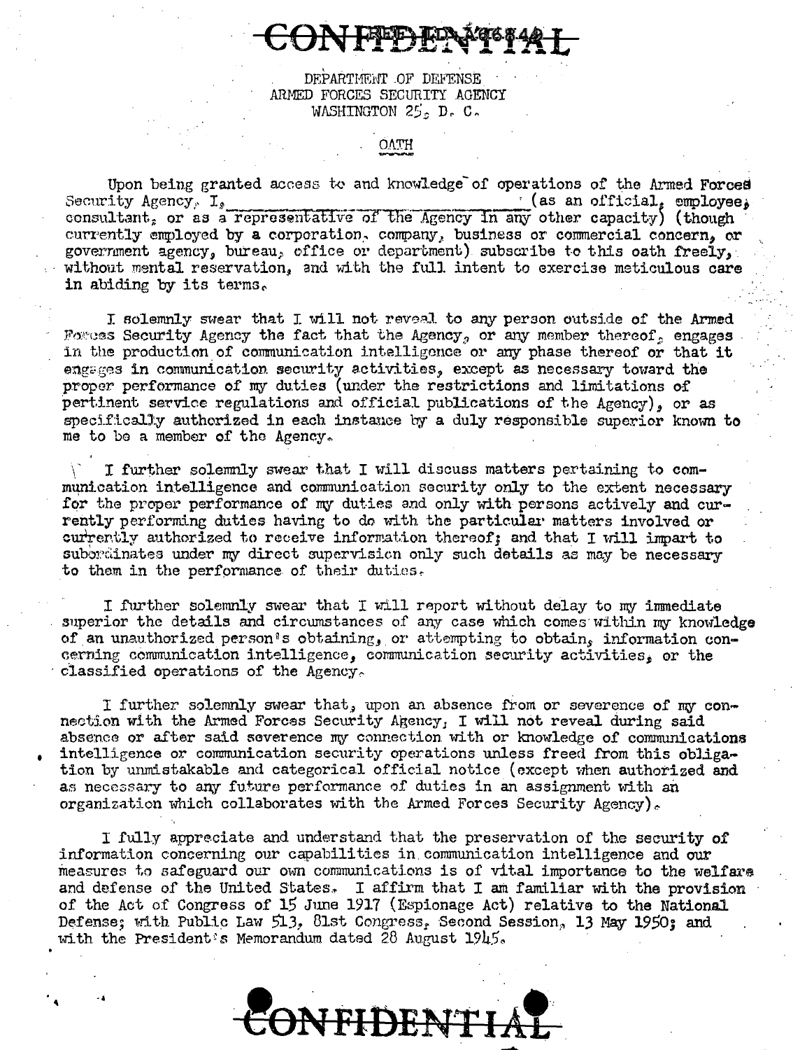CONFIDENTIAL

DEPARTMENT OF DEFENSE
ARMED FORCES SECURITY AGENCY
WASHINGTON 25, D. C.

## OATH

Upon being granted access to and knowledge of operations of the Armed Forces Security Agency, I, ______________________ (as an official, employee, consultant, or as a representative of the Agency in any other capacity) (though currently employed by a corporation, company, business or commercial concern, or government agency, bureau, office or department) subscribe to this oath freely, without mental reservation, and with the full intent to exercise meticulous care in abiding by its terms.

I solemnly swear that I will not reveal to any person outside of the Armed Forces Security Agency the fact that the Agency, or any member thereof, engages in the production of communication intelligence or any phase thereof or that it engages in communication security activities, except as necessary toward the proper performance of my duties (under the restrictions and limitations of pertinent service regulations and official publications of the Agency), or as specifically authorized in each instance by a duly responsible superior known to me to be a member of the Agency.

I further solemnly swear that I will discuss matters pertaining to communication intelligence and communication security only to the extent necessary for the proper performance of my duties and only with persons actively and currently performing duties having to do with the particular matters involved or currently authorized to receive information thereof; and that I will impart to subordinates under my direct supervision only such details as may be necessary to them in the performance of their duties.

I further solemnly swear that I will report without delay to my immediate superior the details and circumstances of any case which comes within my knowledge of an unauthorized person's obtaining, or attempting to obtain, information concerning communication intelligence, communication security activities, or the classified operations of the Agency.

I further solemnly swear that, upon an absence from or severence of my connection with the Armed Forces Security Agency, I will not reveal during said absence or after said severence my connection with or knowledge of communications intelligence or communication security operations unless freed from this obligation by unmistakable and categorical official notice (except when authorized and as necessary to any future performance of duties in an assignment with an organization which collaborates with the Armed Forces Security Agency).

I fully appreciate and understand that the preservation of the security of information concerning our capabilities in communication intelligence and our measures to safeguard our own communications is of vital importance to the welfare and defense of the United States. I affirm that I am familiar with the provision of the Act of Congress of 15 June 1917 (Espionage Act) relative to the National Defense; with Public Law 513, 81st Congress, Second Session, 13 May 1950; and with the President's Memorandum dated 28 August 1945.

CONFIDENTIAL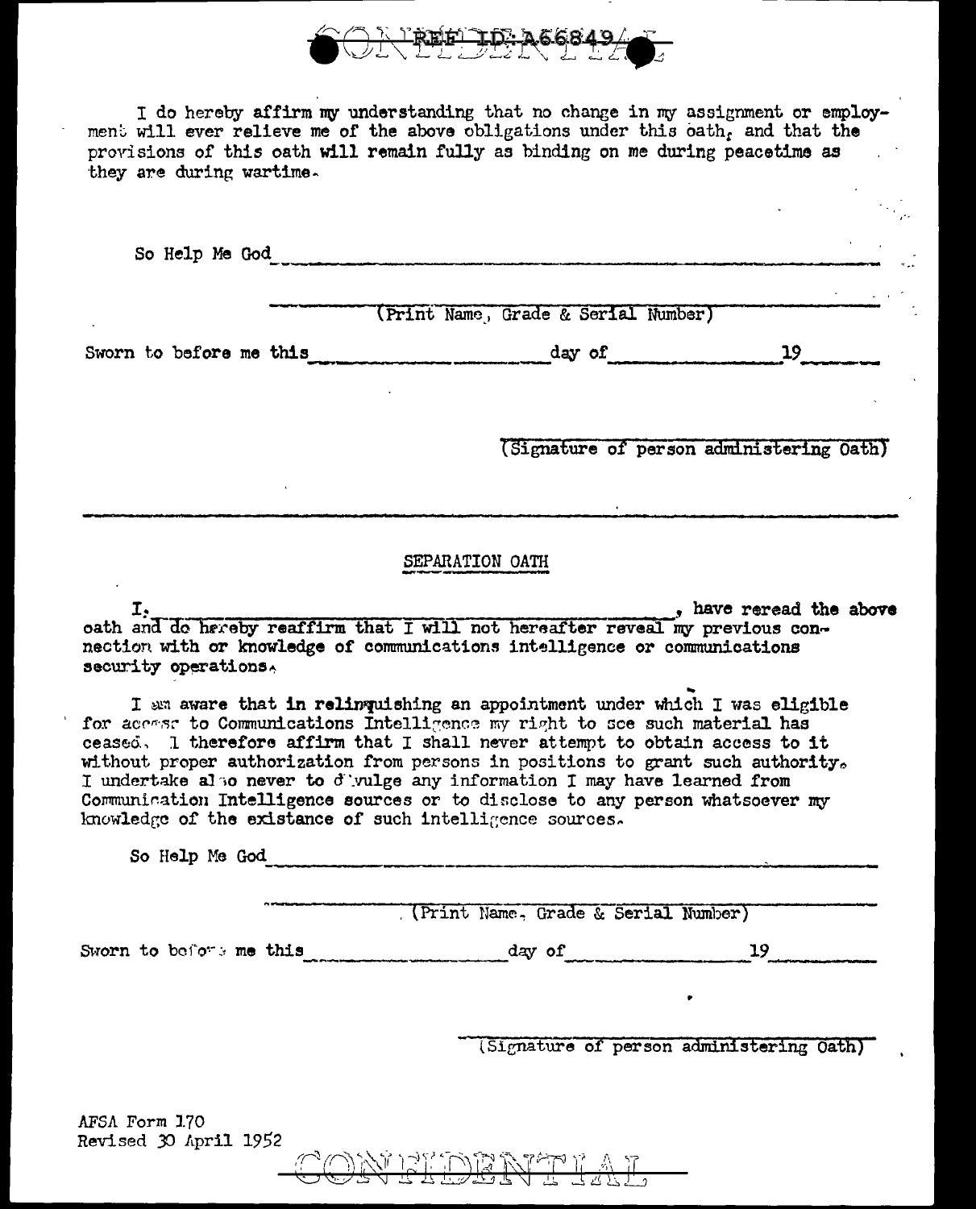REF ID:A66849

I do hereby affirm my understanding that no change in my assignment or employment will ever relieve me of the above obligations under this oath, and that the provisions of this oath will remain fully as binding on me during peacetime as they are during wartime.

So Help Me God \_\_\_\_\_\_\_\_\_\_\_\_\_\_\_\_\_\_\_\_\_\_\_\_\_\_\_\_\_\_\_\_\_\_\_\_\_\_\_\_\_\_\_\_

\_\_\_\_\_\_\_\_\_\_\_\_\_\_\_\_\_\_\_\_\_\_\_\_\_\_\_\_\_\_\_\_\_\_\_\_\_\_\_\_\_\_\_\_
(Print Name, Grade & Serial Number)

Sworn to before me this \_\_\_\_\_\_\_\_\_\_\_\_\_\_\_\_ day of \_\_\_\_\_\_\_\_\_\_\_\_\_\_\_\_ 19\_\_\_\_\_\_

\_\_\_\_\_\_\_\_\_\_\_\_\_\_\_\_\_\_\_\_\_\_\_\_\_\_\_\_\_\_\_\_\_\_\_\_\_\_\_\_\_\_\_\_
(Signature of person administering Oath)

---

## SEPARATION OATH

I, \_\_\_\_\_\_\_\_\_\_\_\_\_\_\_\_\_\_\_\_\_\_\_\_\_\_\_\_\_\_\_\_\_\_\_\_\_\_\_\_\_\_\_\_, have reread the above oath and do hereby reaffirm that I will not hereafter reveal my previous connection with or knowledge of communications intelligence or communications security operations.

I am aware that in relinquishing an appointment under which I was eligible for access to Communications Intelligence my right to see such material has ceased. I therefore affirm that I shall never attempt to obtain access to it without proper authorization from persons in positions to grant such authority. I undertake also never to divulge any information I may have learned from Communication Intelligence sources or to disclose to any person whatsoever my knowledge of the existance of such intelligence sources.

So Help Me God \_\_\_\_\_\_\_\_\_\_\_\_\_\_\_\_\_\_\_\_\_\_\_\_\_\_\_\_\_\_\_\_\_\_\_\_\_\_\_\_\_\_\_\_

\_\_\_\_\_\_\_\_\_\_\_\_\_\_\_\_\_\_\_\_\_\_\_\_\_\_\_\_\_\_\_\_\_\_\_\_\_\_\_\_\_\_\_\_
(Print Name, Grade & Serial Number)

Sworn to before me this \_\_\_\_\_\_\_\_\_\_\_\_\_\_\_\_ day of \_\_\_\_\_\_\_\_\_\_\_\_\_\_\_\_ 19\_\_\_\_\_\_

\_\_\_\_\_\_\_\_\_\_\_\_\_\_\_\_\_\_\_\_\_\_\_\_\_\_\_\_\_\_\_\_\_\_\_\_\_\_\_\_\_\_\_\_
(Signature of person administering Oath)

AFSA Form 170
Revised 30 April 1952

CONFIDENTIAL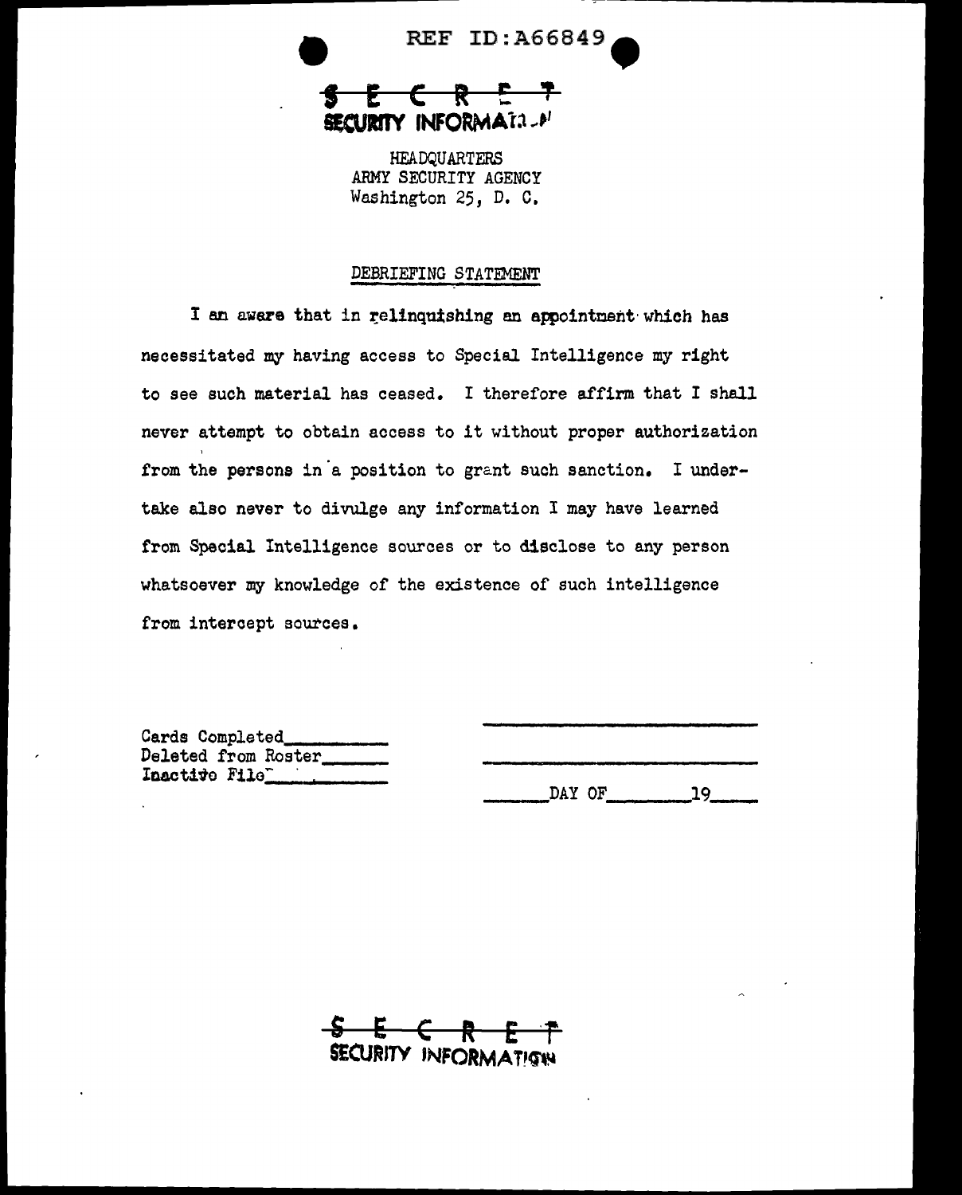REF ID:A66849

~~SECRET~~
SECURITY INFORMATION

HEADQUARTERS
ARMY SECURITY AGENCY
Washington 25, D. C.

DEBRIEFING STATEMENT

I am aware that in relinquishing an appointment which has necessitated my having access to Special Intelligence my right to see such material has ceased. I therefore affirm that I shall never attempt to obtain access to it without proper authorization from the persons in a position to grant such sanction. I undertake also never to divulge any information I may have learned from Special Intelligence sources or to disclose to any person whatsoever my knowledge of the existence of such intelligence from intercept sources.

Cards Completed__________
Deleted from Roster_______
Inactive File__________

______________________________

______________________________

_______DAY OF________19_____

~~SECRET~~
SECURITY INFORMATION